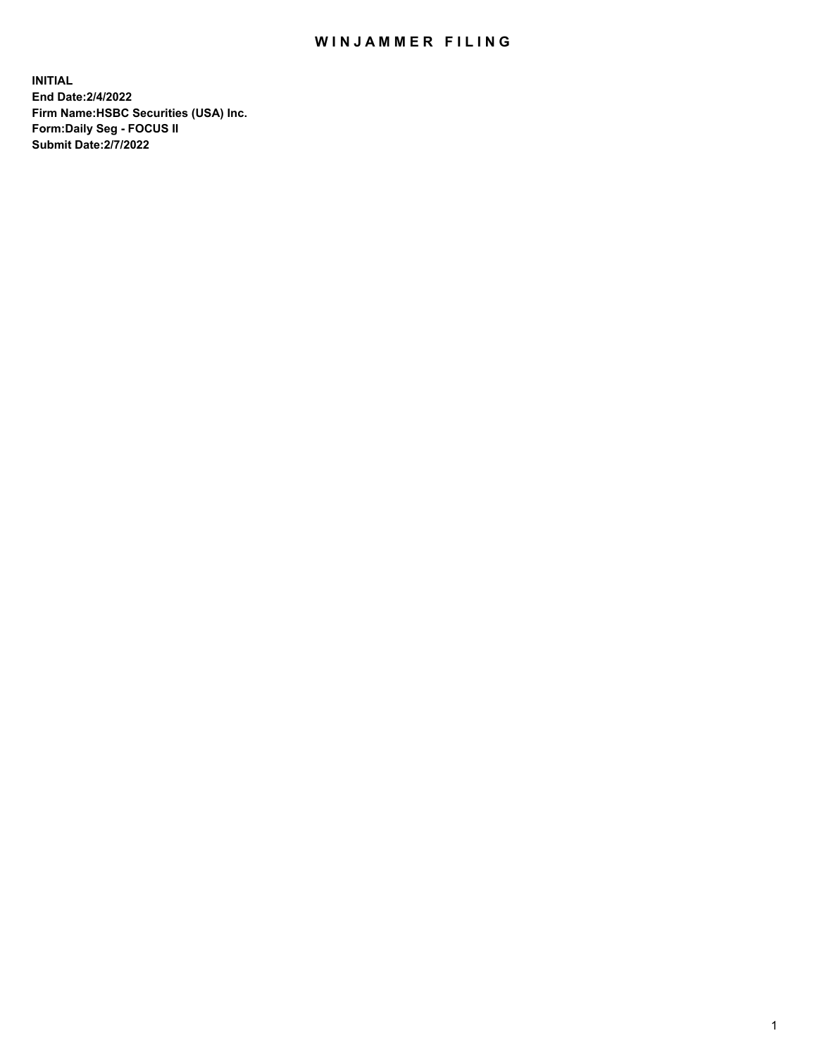# WINJAMMER FILING

**INITIAL**
**End Date:2/4/2022**
**Firm Name:HSBC Securities (USA) Inc.**
**Form:Daily Seg - FOCUS II**
**Submit Date:2/7/2022**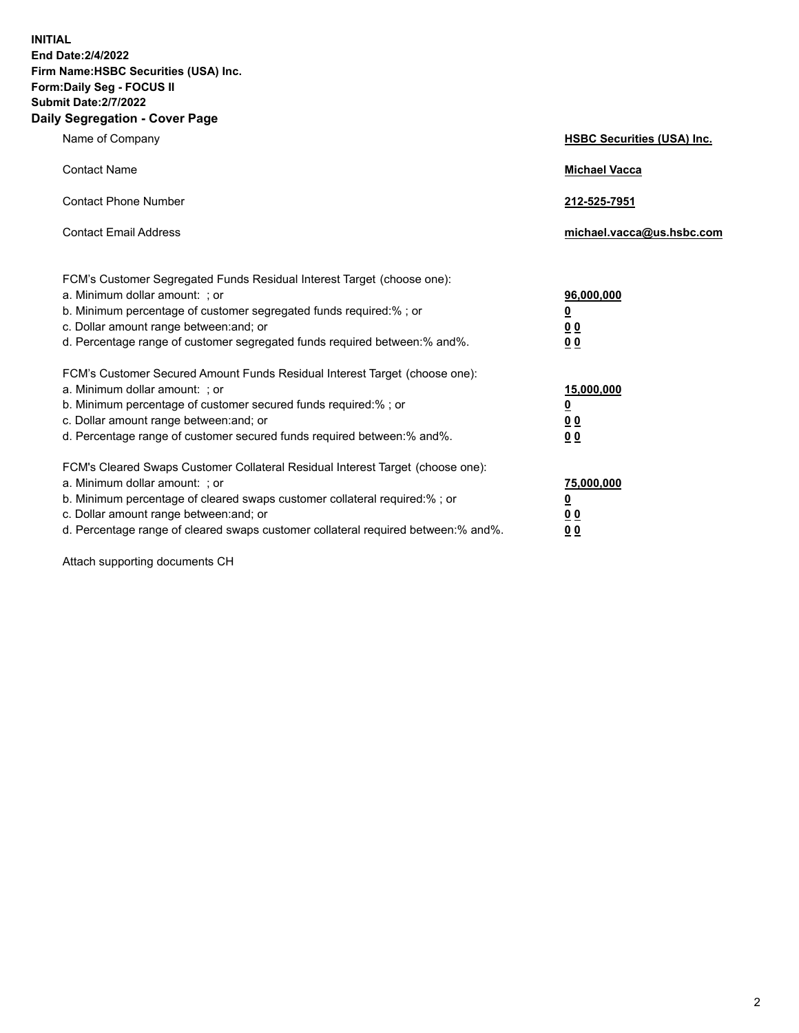**INITIAL**
**End Date:2/4/2022**
**Firm Name:HSBC Securities (USA) Inc.**
**Form:Daily Seg - FOCUS II**
**Submit Date:2/7/2022**

## Daily Segregation - Cover Page

| | |
|---|---|
| Name of Company | **HSBC Securities (USA) Inc.** |
| Contact Name | **Michael Vacca** |
| Contact Phone Number | **212-525-7951** |
| Contact Email Address | **michael.vacca@us.hsbc.com** |

| | |
|---|---|
| FCM's Customer Segregated Funds Residual Interest Target (choose one): | |
| a. Minimum dollar amount: ; or | **96,000,000** |
| b. Minimum percentage of customer segregated funds required:% ; or | **0** |
| c. Dollar amount range between:and; or | **0 0** |
| d. Percentage range of customer segregated funds required between:% and%. | **0 0** |
| FCM's Customer Secured Amount Funds Residual Interest Target (choose one): | |
| a. Minimum dollar amount: ; or | **15,000,000** |
| b. Minimum percentage of customer secured funds required:% ; or | **0** |
| c. Dollar amount range between:and; or | **0 0** |
| d. Percentage range of customer secured funds required between:% and%. | **0 0** |
| FCM's Cleared Swaps Customer Collateral Residual Interest Target (choose one): | |
| a. Minimum dollar amount: ; or | **75,000,000** |
| b. Minimum percentage of cleared swaps customer collateral required:% ; or | **0** |
| c. Dollar amount range between:and; or | **0 0** |
| d. Percentage range of cleared swaps customer collateral required between:% and%. | **0 0** |

Attach supporting documents CH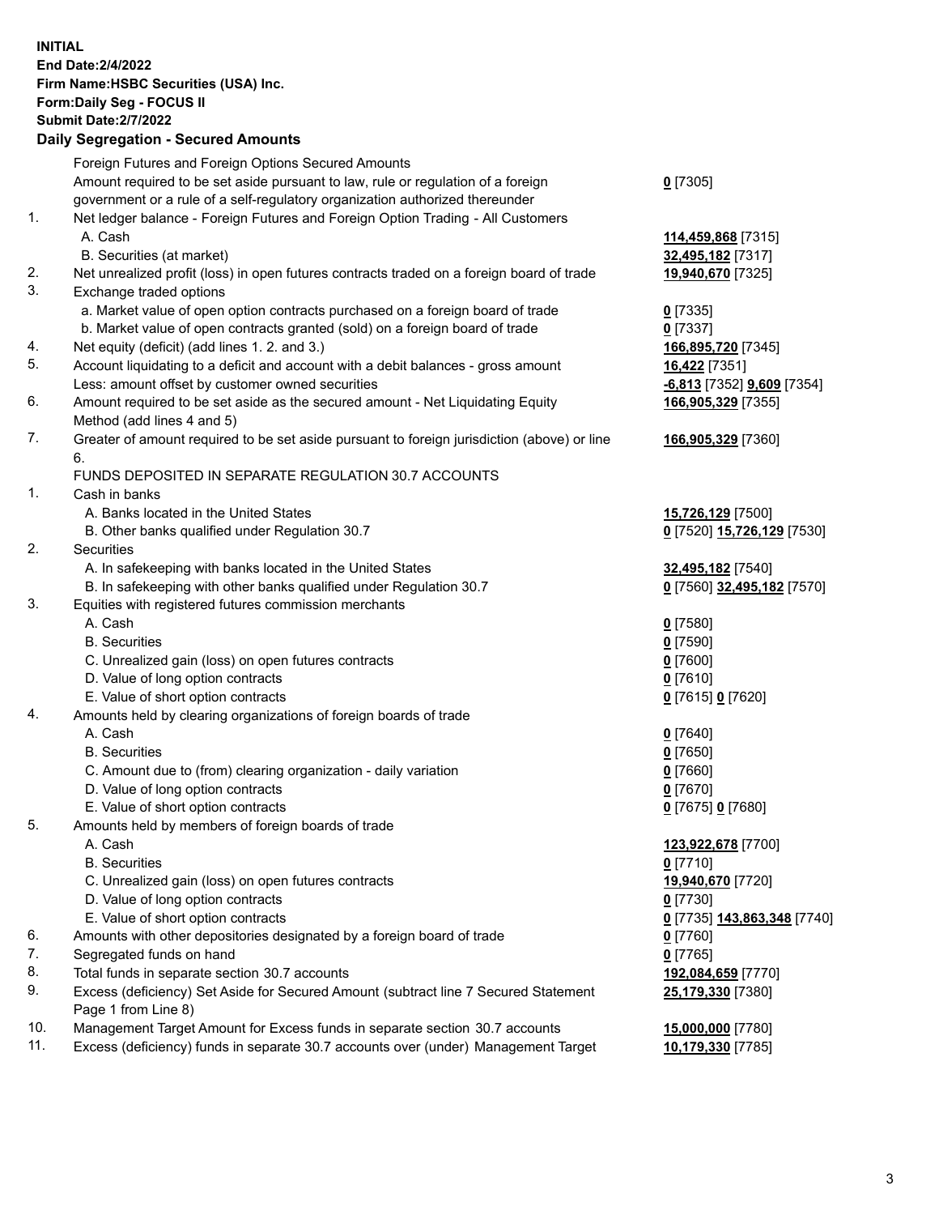**INITIAL**
**End Date:2/4/2022**
**Firm Name:HSBC Securities (USA) Inc.**
**Form:Daily Seg - FOCUS II**
**Submit Date:2/7/2022**

## Daily Segregation - Secured Amounts

| | | |
|---|---|---|
| | Foreign Futures and Foreign Options Secured Amounts | |
| | Amount required to be set aside pursuant to law, rule or regulation of a foreign government or a rule of a self-regulatory organization authorized thereunder | **0** [7305] |
| 1. | Net ledger balance - Foreign Futures and Foreign Option Trading - All Customers | |
| | A. Cash | **114,459,868** [7315] |
| | B. Securities (at market) | **32,495,182** [7317] |
| 2. | Net unrealized profit (loss) in open futures contracts traded on a foreign board of trade | **19,940,670** [7325] |
| 3. | Exchange traded options | |
| | a. Market value of open option contracts purchased on a foreign board of trade | **0** [7335] |
| | b. Market value of open contracts granted (sold) on a foreign board of trade | **0** [7337] |
| 4. | Net equity (deficit) (add lines 1. 2. and 3.) | **166,895,720** [7345] |
| 5. | Account liquidating to a deficit and account with a debit balances - gross amount | **16,422** [7351] |
| | Less: amount offset by customer owned securities | **-6,813** [7352] **9,609** [7354] |
| 6. | Amount required to be set aside as the secured amount - Net Liquidating Equity Method (add lines 4 and 5) | **166,905,329** [7355] |
| 7. | Greater of amount required to be set aside pursuant to foreign jurisdiction (above) or line 6. | **166,905,329** [7360] |
| | FUNDS DEPOSITED IN SEPARATE REGULATION 30.7 ACCOUNTS | |
| 1. | Cash in banks | |
| | A. Banks located in the United States | **15,726,129** [7500] |
| | B. Other banks qualified under Regulation 30.7 | **0** [7520] **15,726,129** [7530] |
| 2. | Securities | |
| | A. In safekeeping with banks located in the United States | **32,495,182** [7540] |
| | B. In safekeeping with other banks qualified under Regulation 30.7 | **0** [7560] **32,495,182** [7570] |
| 3. | Equities with registered futures commission merchants | |
| | A. Cash | **0** [7580] |
| | B. Securities | **0** [7590] |
| | C. Unrealized gain (loss) on open futures contracts | **0** [7600] |
| | D. Value of long option contracts | **0** [7610] |
| | E. Value of short option contracts | **0** [7615] **0** [7620] |
| 4. | Amounts held by clearing organizations of foreign boards of trade | |
| | A. Cash | **0** [7640] |
| | B. Securities | **0** [7650] |
| | C. Amount due to (from) clearing organization - daily variation | **0** [7660] |
| | D. Value of long option contracts | **0** [7670] |
| | E. Value of short option contracts | **0** [7675] **0** [7680] |
| 5. | Amounts held by members of foreign boards of trade | |
| | A. Cash | **123,922,678** [7700] |
| | B. Securities | **0** [7710] |
| | C. Unrealized gain (loss) on open futures contracts | **19,940,670** [7720] |
| | D. Value of long option contracts | **0** [7730] |
| | E. Value of short option contracts | **0** [7735] **143,863,348** [7740] |
| 6. | Amounts with other depositories designated by a foreign board of trade | **0** [7760] |
| 7. | Segregated funds on hand | **0** [7765] |
| 8. | Total funds in separate section 30.7 accounts | **192,084,659** [7770] |
| 9. | Excess (deficiency) Set Aside for Secured Amount (subtract line 7 Secured Statement Page 1 from Line 8) | **25,179,330** [7380] |
| 10. | Management Target Amount for Excess funds in separate section 30.7 accounts | **15,000,000** [7780] |
| 11. | Excess (deficiency) funds in separate 30.7 accounts over (under) Management Target | **10,179,330** [7785] |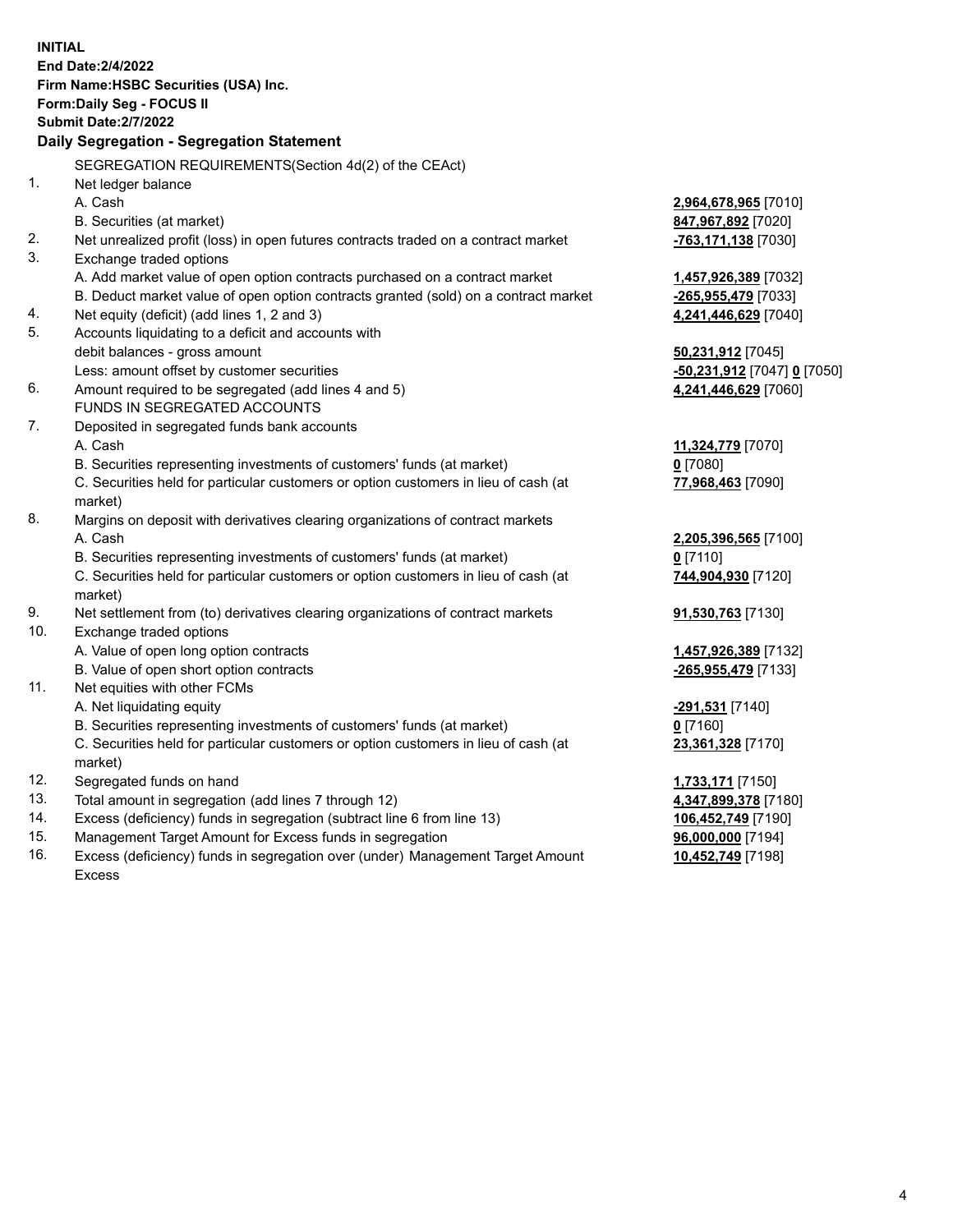**INITIAL**
**End Date:2/4/2022**
**Firm Name:HSBC Securities (USA) Inc.**
**Form:Daily Seg - FOCUS II**
**Submit Date:2/7/2022**

## Daily Segregation - Segregation Statement

| | | |
|---|---|---|
| | SEGREGATION REQUIREMENTS(Section 4d(2) of the CEAct) | |
| 1. | Net ledger balance | |
| | A. Cash | **2,964,678,965** [7010] |
| | B. Securities (at market) | **847,967,892** [7020] |
| 2. | Net unrealized profit (loss) in open futures contracts traded on a contract market | **-763,171,138** [7030] |
| 3. | Exchange traded options | |
| | A. Add market value of open option contracts purchased on a contract market | **1,457,926,389** [7032] |
| | B. Deduct market value of open option contracts granted (sold) on a contract market | **-265,955,479** [7033] |
| 4. | Net equity (deficit) (add lines 1, 2 and 3) | **4,241,446,629** [7040] |
| 5. | Accounts liquidating to a deficit and accounts with debit balances - gross amount | **50,231,912** [7045] |
| | Less: amount offset by customer securities | **-50,231,912** [7047] **0** [7050] |
| 6. | Amount required to be segregated (add lines 4 and 5) | **4,241,446,629** [7060] |
| | FUNDS IN SEGREGATED ACCOUNTS | |
| 7. | Deposited in segregated funds bank accounts | |
| | A. Cash | **11,324,779** [7070] |
| | B. Securities representing investments of customers' funds (at market) | **0** [7080] |
| | C. Securities held for particular customers or option customers in lieu of cash (at market) | **77,968,463** [7090] |
| 8. | Margins on deposit with derivatives clearing organizations of contract markets | |
| | A. Cash | **2,205,396,565** [7100] |
| | B. Securities representing investments of customers' funds (at market) | **0** [7110] |
| | C. Securities held for particular customers or option customers in lieu of cash (at market) | **744,904,930** [7120] |
| 9. | Net settlement from (to) derivatives clearing organizations of contract markets | **91,530,763** [7130] |
| 10. | Exchange traded options | |
| | A. Value of open long option contracts | **1,457,926,389** [7132] |
| | B. Value of open short option contracts | **-265,955,479** [7133] |
| 11. | Net equities with other FCMs | |
| | A. Net liquidating equity | **-291,531** [7140] |
| | B. Securities representing investments of customers' funds (at market) | **0** [7160] |
| | C. Securities held for particular customers or option customers in lieu of cash (at market) | **23,361,328** [7170] |
| 12. | Segregated funds on hand | **1,733,171** [7150] |
| 13. | Total amount in segregation (add lines 7 through 12) | **4,347,899,378** [7180] |
| 14. | Excess (deficiency) funds in segregation (subtract line 6 from line 13) | **106,452,749** [7190] |
| 15. | Management Target Amount for Excess funds in segregation | **96,000,000** [7194] |
| 16. | Excess (deficiency) funds in segregation over (under) Management Target Amount Excess | **10,452,749** [7198] |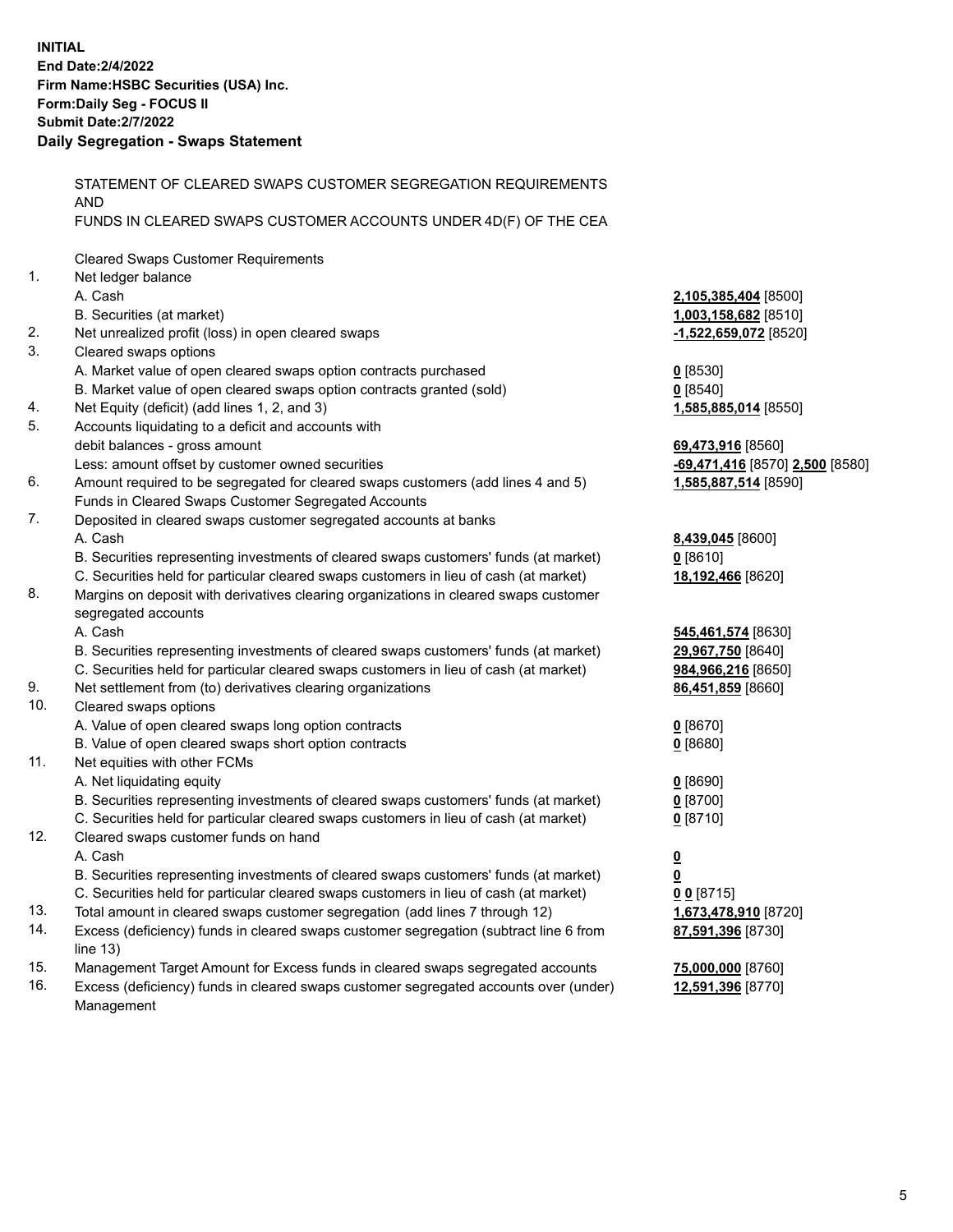**INITIAL**
**End Date:2/4/2022**
**Firm Name:HSBC Securities (USA) Inc.**
**Form:Daily Seg - FOCUS II**
**Submit Date:2/7/2022**
**Daily Segregation - Swaps Statement**

STATEMENT OF CLEARED SWAPS CUSTOMER SEGREGATION REQUIREMENTS AND FUNDS IN CLEARED SWAPS CUSTOMER ACCOUNTS UNDER 4D(F) OF THE CEA

| | | |
|---|---|---|
| | Cleared Swaps Customer Requirements | |
| 1. | Net ledger balance | |
| | A. Cash | **2,105,385,404** [8500] |
| | B. Securities (at market) | **1,003,158,682** [8510] |
| 2. | Net unrealized profit (loss) in open cleared swaps | **-1,522,659,072** [8520] |
| 3. | Cleared swaps options | |
| | A. Market value of open cleared swaps option contracts purchased | **0** [8530] |
| | B. Market value of open cleared swaps option contracts granted (sold) | **0** [8540] |
| 4. | Net Equity (deficit) (add lines 1, 2, and 3) | **1,585,885,014** [8550] |
| 5. | Accounts liquidating to a deficit and accounts with debit balances - gross amount | **69,473,916** [8560] |
| | Less: amount offset by customer owned securities | **-69,471,416** [8570] **2,500** [8580] |
| 6. | Amount required to be segregated for cleared swaps customers (add lines 4 and 5) | **1,585,887,514** [8590] |
| | Funds in Cleared Swaps Customer Segregated Accounts | |
| 7. | Deposited in cleared swaps customer segregated accounts at banks | |
| | A. Cash | **8,439,045** [8600] |
| | B. Securities representing investments of cleared swaps customers' funds (at market) | **0** [8610] |
| | C. Securities held for particular cleared swaps customers in lieu of cash (at market) | **18,192,466** [8620] |
| 8. | Margins on deposit with derivatives clearing organizations in cleared swaps customer segregated accounts | |
| | A. Cash | **545,461,574** [8630] |
| | B. Securities representing investments of cleared swaps customers' funds (at market) | **29,967,750** [8640] |
| | C. Securities held for particular cleared swaps customers in lieu of cash (at market) | **984,966,216** [8650] |
| 9. | Net settlement from (to) derivatives clearing organizations | **86,451,859** [8660] |
| 10. | Cleared swaps options | |
| | A. Value of open cleared swaps long option contracts | **0** [8670] |
| | B. Value of open cleared swaps short option contracts | **0** [8680] |
| 11. | Net equities with other FCMs | |
| | A. Net liquidating equity | **0** [8690] |
| | B. Securities representing investments of cleared swaps customers' funds (at market) | **0** [8700] |
| | C. Securities held for particular cleared swaps customers in lieu of cash (at market) | **0** [8710] |
| 12. | Cleared swaps customer funds on hand | |
| | A. Cash | **0** |
| | B. Securities representing investments of cleared swaps customers' funds (at market) | **0** |
| | C. Securities held for particular cleared swaps customers in lieu of cash (at market) | **0** **0** [8715] |
| 13. | Total amount in cleared swaps customer segregation (add lines 7 through 12) | **1,673,478,910** [8720] |
| 14. | Excess (deficiency) funds in cleared swaps customer segregation (subtract line 6 from line 13) | **87,591,396** [8730] |
| 15. | Management Target Amount for Excess funds in cleared swaps segregated accounts | **75,000,000** [8760] |
| 16. | Excess (deficiency) funds in cleared swaps customer segregated accounts over (under) Management | **12,591,396** [8770] |